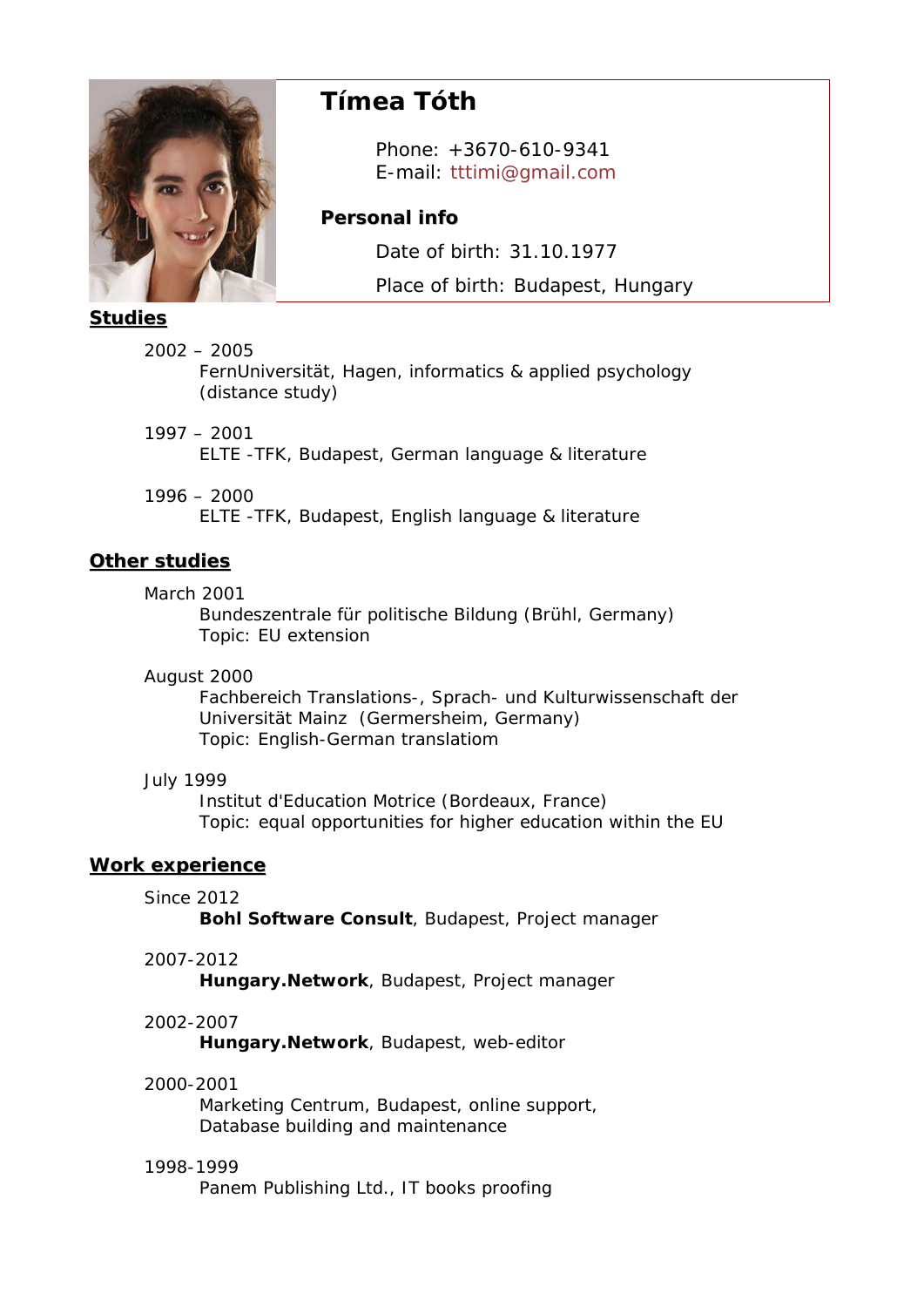# Tímea Tóth

Phone: +3670-610-9341
E-mail: tttimi@gmail.com

## Personal info

Date of birth: 31.10.1977

Place of birth: Budapest, Hungary

## Studies

2002 – 2005
FernUniversität, Hagen, informatics & applied psychology (distance study)

1997 – 2001
ELTE -TFK, Budapest, German language & literature

1996 – 2000
ELTE -TFK, Budapest, English language & literature

## Other studies

March 2001
Bundeszentrale für politische Bildung (Brühl, Germany)
Topic: EU extension

August 2000
Fachbereich Translations-, Sprach- und Kulturwissenschaft der Universität Mainz (Germersheim, Germany)
Topic: English-German translatiom

July 1999
Institut d'Education Motrice (Bordeaux, France)
Topic: equal opportunities for higher education within the EU

## Work experience

Since 2012
**Bohl Software Consult**, Budapest, Project manager

2007-2012
**Hungary.Network**, Budapest, Project manager

2002-2007
**Hungary.Network**, Budapest, web-editor

2000-2001
Marketing Centrum, Budapest, online support,
Database building and maintenance

1998-1999
Panem Publishing Ltd., IT books proofing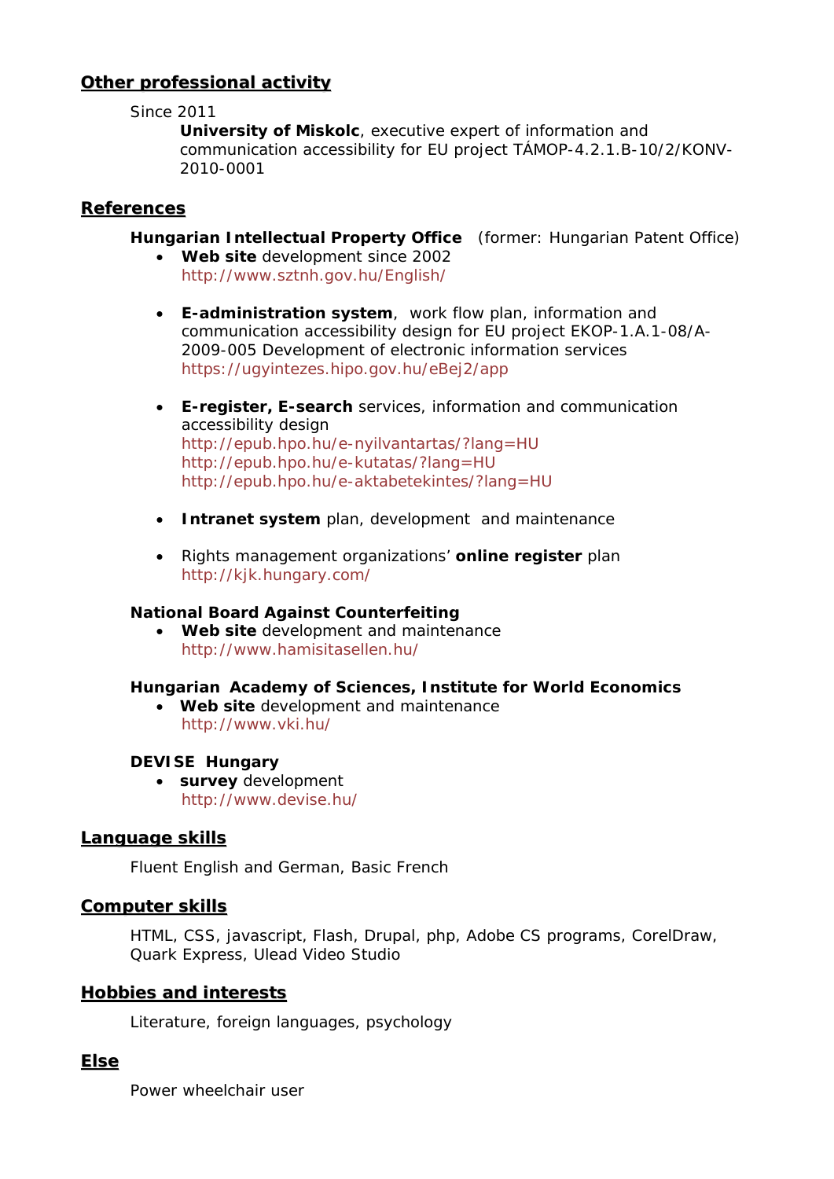## Other professional activity

Since 2011

**University of Miskolc**, executive expert of information and communication accessibility for EU project TÁMOP-4.2.1.B-10/2/KONV-2010-0001

## References

**Hungarian Intellectual Property Office** (former: Hungarian Patent Office)

- **Web site** development since 2002
  http://www.sztnh.gov.hu/English/

- **E-administration system**, work flow plan, information and communication accessibility design for EU project EKOP-1.A.1-08/A-2009-005 Development of electronic information services
  https://ugyintezes.hipo.gov.hu/eBej2/app

- **E-register, E-search** services, information and communication accessibility design
  http://epub.hpo.hu/e-nyilvantartas/?lang=HU
  http://epub.hpo.hu/e-kutatas/?lang=HU
  http://epub.hpo.hu/e-aktabetekintes/?lang=HU

- **Intranet system** plan, development and maintenance

- Rights management organizations' **online register** plan
  http://kjk.hungary.com/

**National Board Against Counterfeiting**

- **Web site** development and maintenance
  http://www.hamisitasellen.hu/

**Hungarian Academy of Sciences, Institute for World Economics**

- **Web site** development and maintenance
  http://www.vki.hu/

**DEVISE Hungary**

- **survey** development
  http://www.devise.hu/

## Language skills

Fluent English and German, Basic French

## Computer skills

HTML, CSS, javascript, Flash, Drupal, php, Adobe CS programs, CorelDraw, Quark Express, Ulead Video Studio

## Hobbies and interests

Literature, foreign languages, psychology

## Else

Power wheelchair user